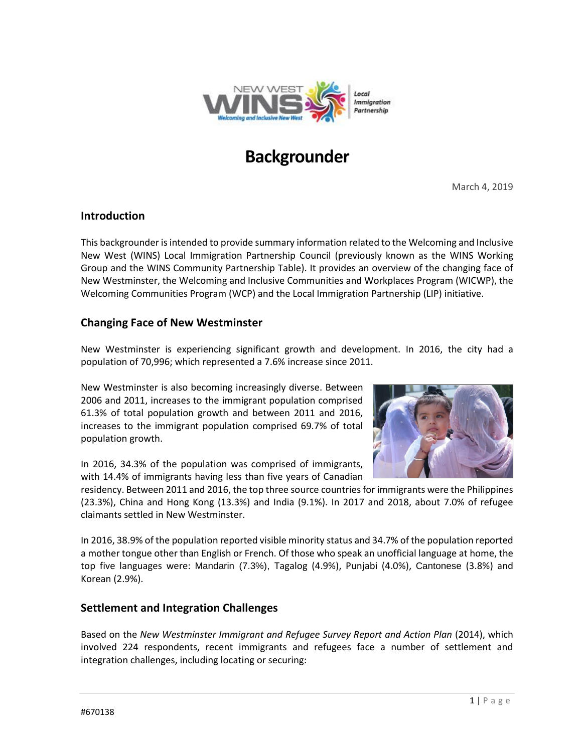# Backgrounder

March 4, 2019

## Introduction

This backgrounder is intended to provide summary information related to the Welcoming and Inclusive New West (WINS) Local Immigration Partnership Council (previously known as the WINS Working Group and the WINS Community Partnership Table). It provides an overview of the changing face of New Westminster, the Welcoming and Inclusive Communities and Workplaces Program (WICWP), the Welcoming Communities Program (WCP) and the Local Immigration Partnership (LIP) initiative.

## Changing Face of New Westminster

New Westminster is experiencing significant growth and development. In 2016, the city had a population of 70,996; which represented a 7.6% increase since 2011.

New Westminster is also becoming increasingly diverse. Between 2006 and 2011, increases to the immigrant population comprised 61.3% of total population growth and between 2011 and 2016, increases to the immigrant population comprised 69.7% of total population growth.

In 2016, 34.3% of the population was comprised of immigrants, with 14.4% of immigrants having less than five years of Canadian residency. Between 2011 and 2016, the top three source countries for immigrants were the Philippines (23.3%), China and Hong Kong (13.3%) and India (9.1%). In 2017 and 2018, about 7.0% of refugee claimants settled in New Westminster.

In 2016, 38.9% of the population reported visible minority status and 34.7% of the population reported a mother tongue other than English or French. Of those who speak an unofficial language at home, the top five languages were: Mandarin (7.3%), Tagalog (4.9%), Punjabi (4.0%), Cantonese (3.8%) and Korean (2.9%).

## Settlement and Integration Challenges

Based on the *New Westminster Immigrant and Refugee Survey Report and Action Plan* (2014), which involved 224 respondents, recent immigrants and refugees face a number of settlement and integration challenges, including locating or securing:

#670138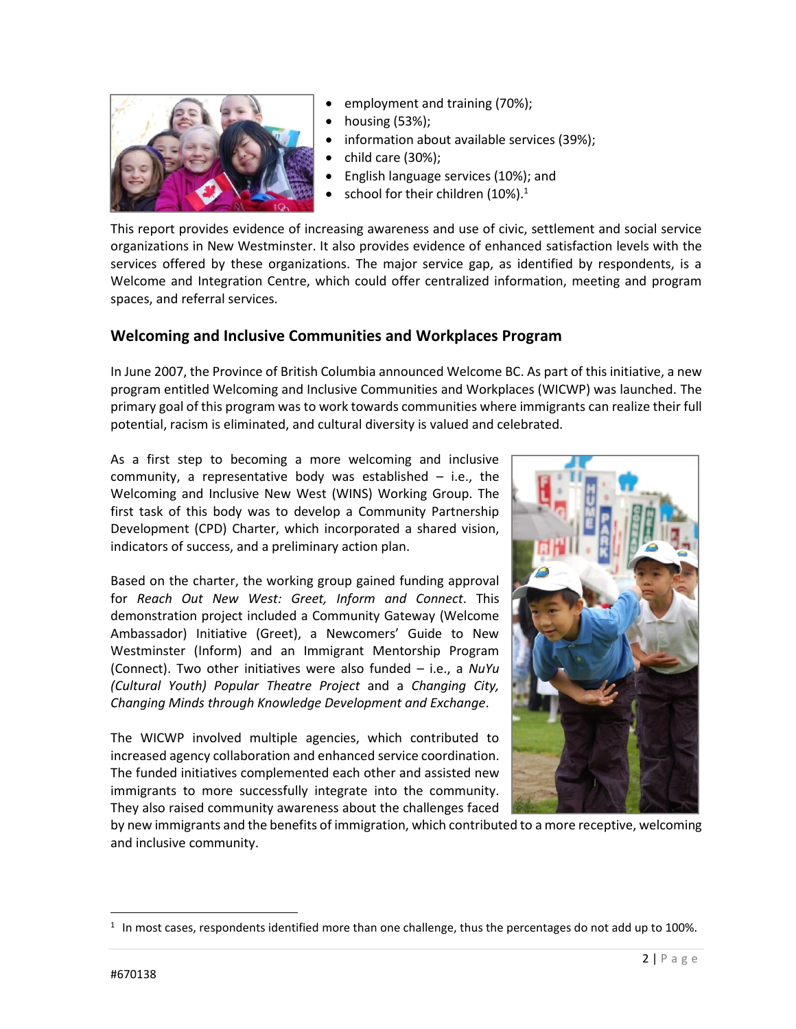- employment and training (70%);
- housing (53%);
- information about available services (39%);
- child care (30%);
- English language services (10%); and
- school for their children (10%).[1]

This report provides evidence of increasing awareness and use of civic, settlement and social service organizations in New Westminster. It also provides evidence of enhanced satisfaction levels with the services offered by these organizations. The major service gap, as identified by respondents, is a Welcome and Integration Centre, which could offer centralized information, meeting and program spaces, and referral services.

## Welcoming and Inclusive Communities and Workplaces Program

In June 2007, the Province of British Columbia announced Welcome BC. As part of this initiative, a new program entitled Welcoming and Inclusive Communities and Workplaces (WICWP) was launched. The primary goal of this program was to work towards communities where immigrants can realize their full potential, racism is eliminated, and cultural diversity is valued and celebrated.

As a first step to becoming a more welcoming and inclusive community, a representative body was established – i.e., the Welcoming and Inclusive New West (WINS) Working Group. The first task of this body was to develop a Community Partnership Development (CPD) Charter, which incorporated a shared vision, indicators of success, and a preliminary action plan.

Based on the charter, the working group gained funding approval for *Reach Out New West: Greet, Inform and Connect*. This demonstration project included a Community Gateway (Welcome Ambassador) Initiative (Greet), a Newcomers' Guide to New Westminster (Inform) and an Immigrant Mentorship Program (Connect). Two other initiatives were also funded – i.e., a *NuYu (Cultural Youth) Popular Theatre Project* and a *Changing City, Changing Minds through Knowledge Development and Exchange*.

The WICWP involved multiple agencies, which contributed to increased agency collaboration and enhanced service coordination. The funded initiatives complemented each other and assisted new immigrants to more successfully integrate into the community. They also raised community awareness about the challenges faced by new immigrants and the benefits of immigration, which contributed to a more receptive, welcoming and inclusive community.

[1] In most cases, respondents identified more than one challenge, thus the percentages do not add up to 100%.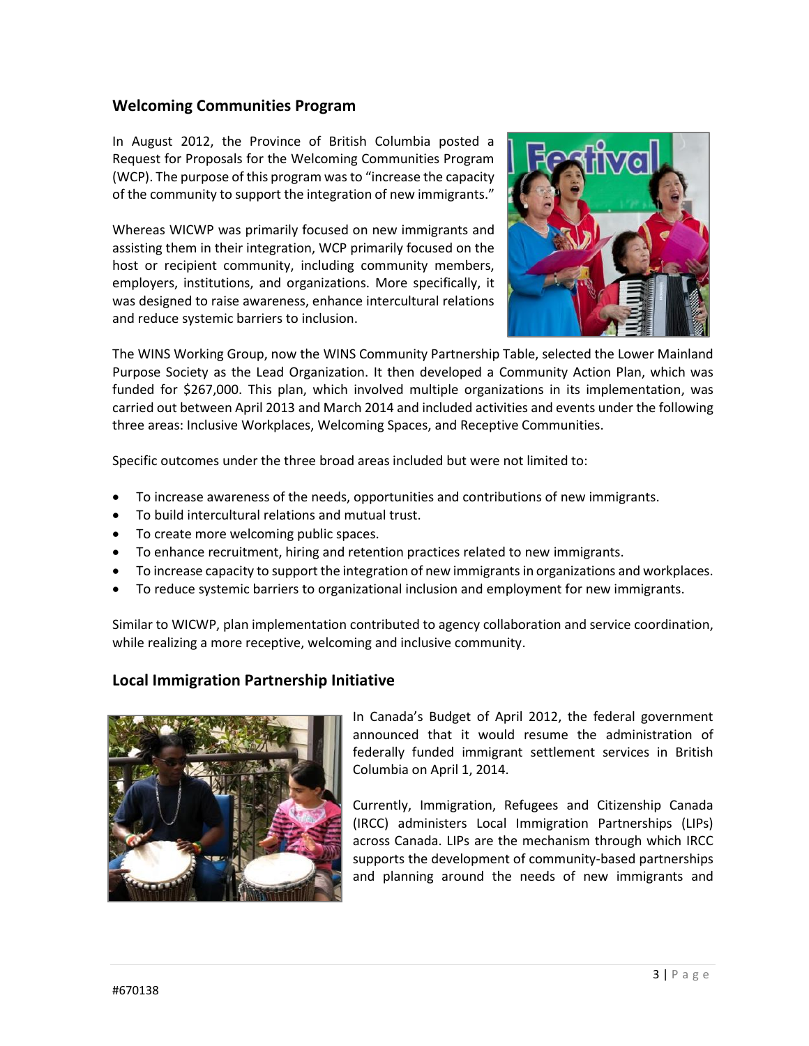## Welcoming Communities Program

In August 2012, the Province of British Columbia posted a Request for Proposals for the Welcoming Communities Program (WCP). The purpose of this program was to "increase the capacity of the community to support the integration of new immigrants."

Whereas WICWP was primarily focused on new immigrants and assisting them in their integration, WCP primarily focused on the host or recipient community, including community members, employers, institutions, and organizations. More specifically, it was designed to raise awareness, enhance intercultural relations and reduce systemic barriers to inclusion.

The WINS Working Group, now the WINS Community Partnership Table, selected the Lower Mainland Purpose Society as the Lead Organization. It then developed a Community Action Plan, which was funded for $267,000. This plan, which involved multiple organizations in its implementation, was carried out between April 2013 and March 2014 and included activities and events under the following three areas: Inclusive Workplaces, Welcoming Spaces, and Receptive Communities.

Specific outcomes under the three broad areas included but were not limited to:

- To increase awareness of the needs, opportunities and contributions of new immigrants.
- To build intercultural relations and mutual trust.
- To create more welcoming public spaces.
- To enhance recruitment, hiring and retention practices related to new immigrants.
- To increase capacity to support the integration of new immigrants in organizations and workplaces.
- To reduce systemic barriers to organizational inclusion and employment for new immigrants.

Similar to WICWP, plan implementation contributed to agency collaboration and service coordination, while realizing a more receptive, welcoming and inclusive community.

## Local Immigration Partnership Initiative

In Canada's Budget of April 2012, the federal government announced that it would resume the administration of federally funded immigrant settlement services in British Columbia on April 1, 2014.

Currently, Immigration, Refugees and Citizenship Canada (IRCC) administers Local Immigration Partnerships (LIPs) across Canada. LIPs are the mechanism through which IRCC supports the development of community-based partnerships and planning around the needs of new immigrants and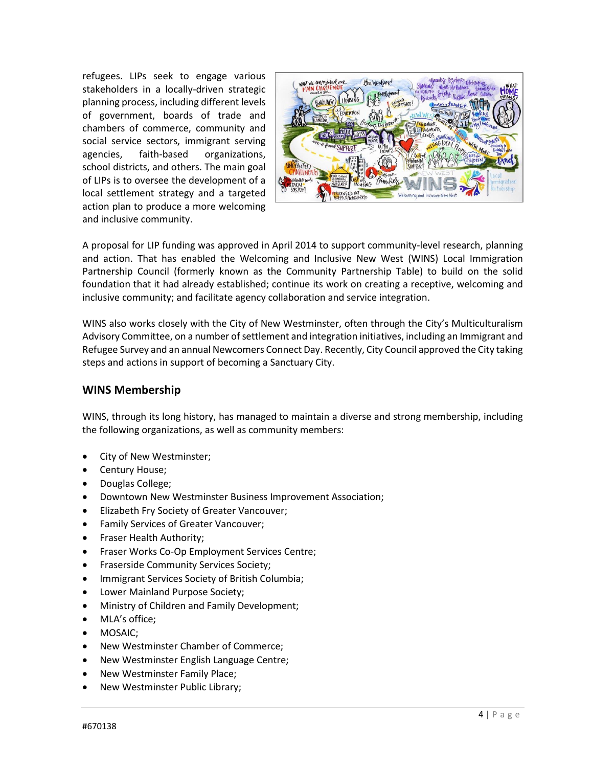refugees. LIPs seek to engage various stakeholders in a locally-driven strategic planning process, including different levels of government, boards of trade and chambers of commerce, community and social service sectors, immigrant serving agencies, faith-based organizations, school districts, and others. The main goal of LIPs is to oversee the development of a local settlement strategy and a targeted action plan to produce a more welcoming and inclusive community.

A proposal for LIP funding was approved in April 2014 to support community-level research, planning and action. That has enabled the Welcoming and Inclusive New West (WINS) Local Immigration Partnership Council (formerly known as the Community Partnership Table) to build on the solid foundation that it had already established; continue its work on creating a receptive, welcoming and inclusive community; and facilitate agency collaboration and service integration.

WINS also works closely with the City of New Westminster, often through the City's Multiculturalism Advisory Committee, on a number of settlement and integration initiatives, including an Immigrant and Refugee Survey and an annual Newcomers Connect Day. Recently, City Council approved the City taking steps and actions in support of becoming a Sanctuary City.

## WINS Membership

WINS, through its long history, has managed to maintain a diverse and strong membership, including the following organizations, as well as community members:

- City of New Westminster;
- Century House;
- Douglas College;
- Downtown New Westminster Business Improvement Association;
- Elizabeth Fry Society of Greater Vancouver;
- Family Services of Greater Vancouver;
- Fraser Health Authority;
- Fraser Works Co-Op Employment Services Centre;
- Fraserside Community Services Society;
- Immigrant Services Society of British Columbia;
- Lower Mainland Purpose Society;
- Ministry of Children and Family Development;
- MLA's office;
- MOSAIC;
- New Westminster Chamber of Commerce;
- New Westminster English Language Centre;
- New Westminster Family Place;
- New Westminster Public Library;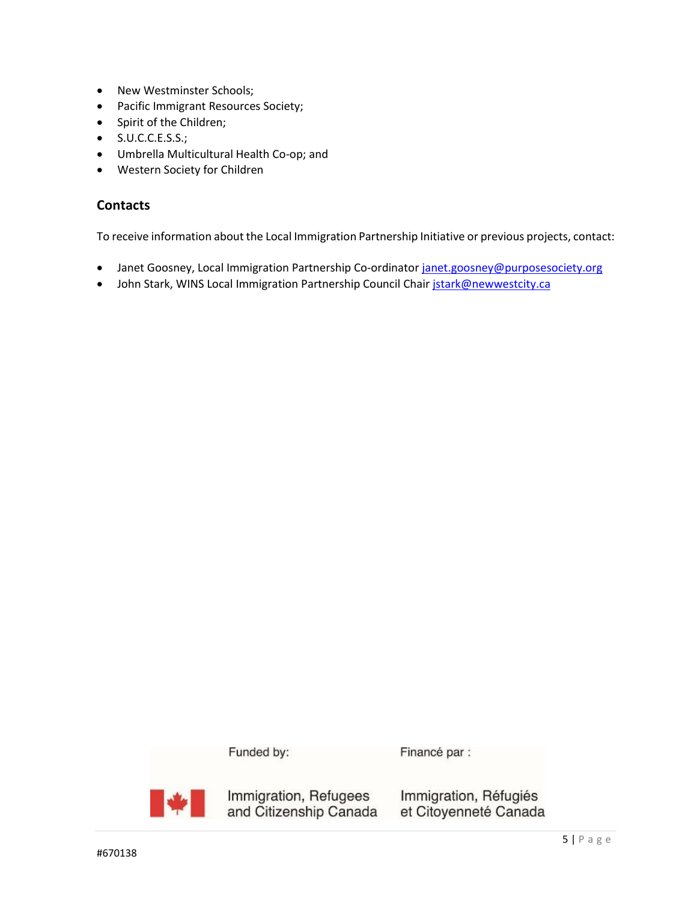- New Westminster Schools;
- Pacific Immigrant Resources Society;
- Spirit of the Children;
- S.U.C.C.E.S.S.;
- Umbrella Multicultural Health Co-op; and
- Western Society for Children

## Contacts

To receive information about the Local Immigration Partnership Initiative or previous projects, contact:

- Janet Goosney, Local Immigration Partnership Co-ordinator janet.goosney@purposesociety.org
- John Stark, WINS Local Immigration Partnership Council Chair jstark@newwestcity.ca

Funded by: Immigration, Refugees and Citizenship Canada

Financé par : Immigration, Réfugiés et Citoyenneté Canada

#670138